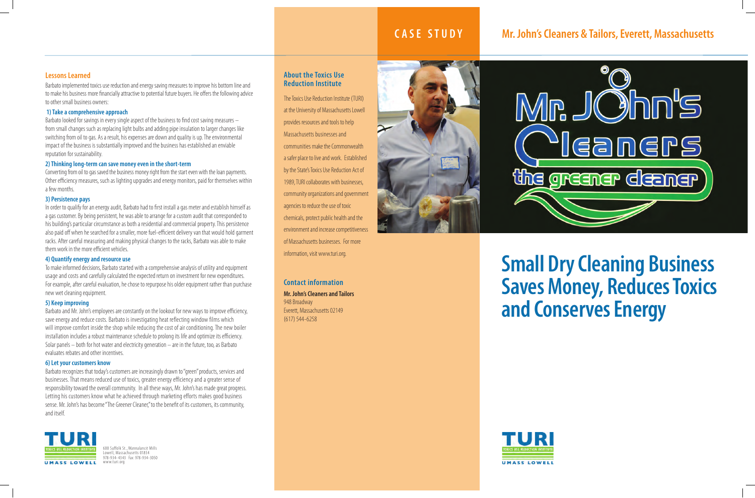## Lessons Learned

Barbato implemented toxics use reduction and energy saving measures to improve his bottom line and to make his business more financially attractive to potential future buyers. He offers the following advice to other small business owners:

### 1) Take a comprehensive approach

Barbato looked for savings in every single aspect of the business to find cost saving measures – from small changes such as replacing light bulbs and adding pipe insulation to larger changes like switching from oil to gas. As a result, his expenses are down and quality is up. The environmental impact of the business is substantially improved and the business has established an enviable reputation for sustainability.

### 2) Thinking long-term can save money even in the short-term

Converting from oil to gas saved the business money right from the start even with the loan payments. Other efficiency measures, such as lighting upgrades and energy monitors, paid for themselves within a few months.

### 3) Persistence pays

In order to qualify for an energy audit, Barbato had to first install a gas meter and establish himself as a gas customer. By being persistent, he was able to arrange for a custom audit that corresponded to his building's particular circumstance as both a residential and commercial property. This persistence also paid off when he searched for a smaller, more fuel-efficient delivery van that would hold garment racks. After careful measuring and making physical changes to the racks, Barbato was able to make them work in the more efficient vehicles.

### 4) Quantify energy and resource use

To make informed decisions, Barbato started with a comprehensive analysis of utility and equipment usage and costs and carefully calculated the expected return on investment for new expenditures. For example, after careful evaluation, he chose to repurpose his older equipment rather than purchase new wet cleaning equipment.

### 5) Keep improving

Barbato and Mr. John's employees are constantly on the lookout for new ways to improve efficiency, save energy and reduce costs. Barbato is investigating heat reflecting window films which will improve comfort inside the shop while reducing the cost of air conditioning. The new boiler installation includes a robust maintenance schedule to prolong its life and optimize its efficiency. Solar panels – both for hot water and electricity generation – are in the future, too, as Barbato evaluates rebates and other incentives.

### 6) Let your customers know

Barbato recognizes that today's customers are increasingly drawn to "green" products, services and businesses. That means reduced use of toxics, greater energy efficiency and a greater sense of responsibility toward the overall community. In all these ways, Mr. John's has made great progress. Letting his customers know what he achieved through marketing efforts makes good business sense. Mr. John's has become "The Greener Cleaner," to the benefit of its customers, its community, and itself.

TURI – Toxics Use Reduction Institute – UMASS LOWELL
600 Suffolk St., Wannalancit Mills
Lowell, Massachusetts 01854
978-934-4343 Fax: 978-934-3050
www.turi.org

## About the Toxics Use Reduction Institute

The Toxics Use Reduction Institute (TURI) at the University of Massachusetts Lowell provides resources and tools to help Massachusetts businesses and communities make the Commonwealth a safer place to live and work. Established by the State's Toxics Use Reduction Act of 1989, TURI collaborates with businesses, community organizations and government agencies to reduce the use of toxic chemicals, protect public health and the environment and increase competitiveness of Massachusetts businesses. For more information, visit www.turi.org.

## Contact information

**Mr. John's Cleaners and Tailors**
948 Broadway
Everett, Massachusetts 02149
(617) 544-6258

CASE STUDY

## Mr. John's Cleaners & Tailors, Everett, Massachusetts

Mr. John's Cleaners – the greener cleaner

# Small Dry Cleaning Business Saves Money, Reduces Toxics and Conserves Energy

TURI – Toxics Use Reduction Institute – UMASS LOWELL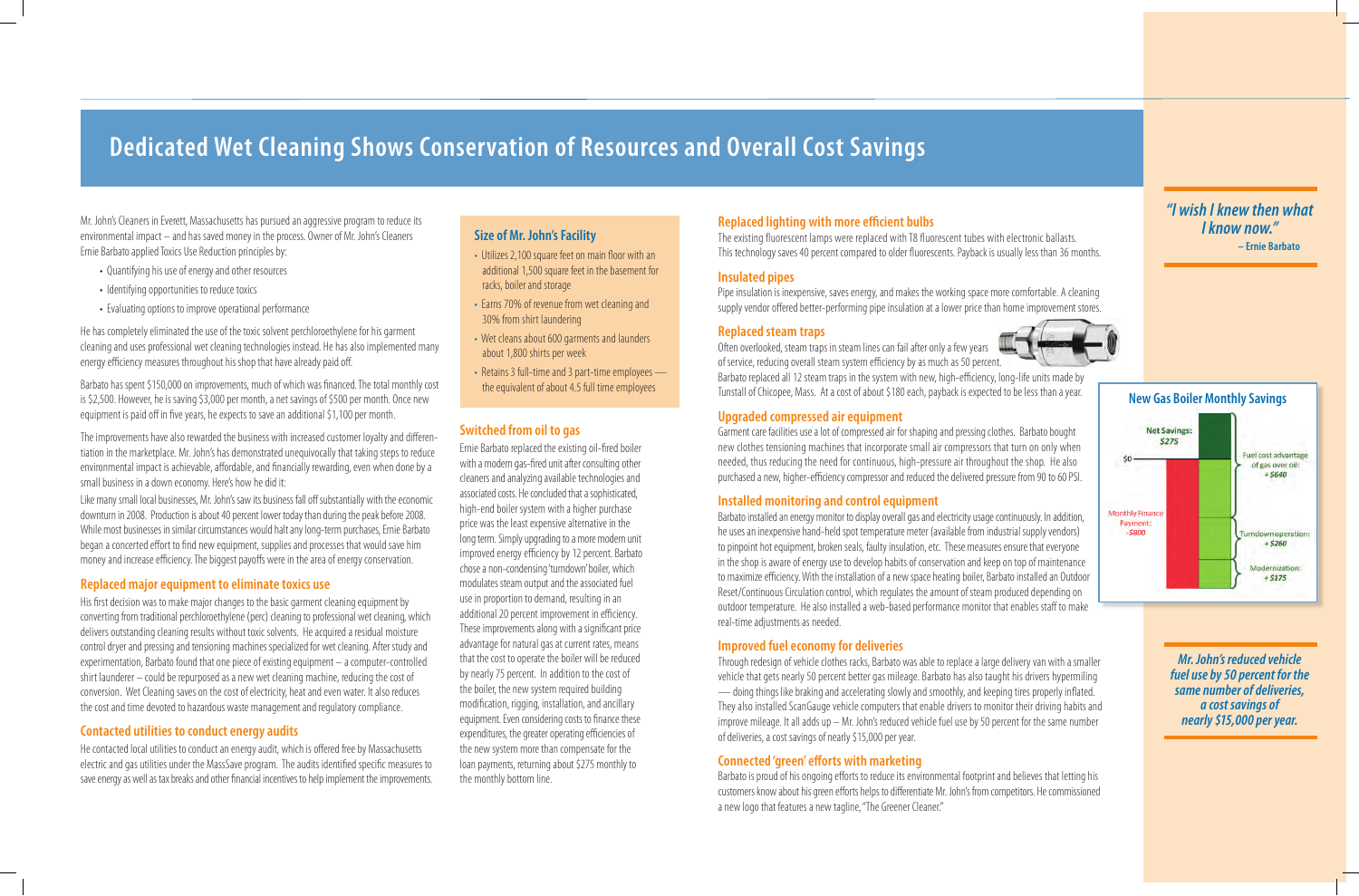# Dedicated Wet Cleaning Shows Conservation of Resources and Overall Cost Savings

Mr. John's Cleaners in Everett, Massachusetts has pursued an aggressive program to reduce its environmental impact – and has saved money in the process. Owner of Mr. John's Cleaners Ernie Barbato applied Toxics Use Reduction principles by:

- Quantifying his use of energy and other resources
- Identifying opportunities to reduce toxics
- Evaluating options to improve operational performance

He has completely eliminated the use of the toxic solvent perchloroethylene for his garment cleaning and uses professional wet cleaning technologies instead. He has also implemented many energy efficiency measures throughout his shop that have already paid off.

Barbato has spent $150,000 on improvements, much of which was financed. The total monthly cost is $2,500. However, he is saving $3,000 per month, a net savings of $500 per month. Once new equipment is paid off in five years, he expects to save an additional $1,100 per month.

The improvements have also rewarded the business with increased customer loyalty and differentiation in the marketplace. Mr. John's has demonstrated unequivocally that taking steps to reduce environmental impact is achievable, affordable, and financially rewarding, even when done by a small business in a down economy. Here's how he did it:

Like many small local businesses, Mr. John's saw its business fall off substantially with the economic downturn in 2008. Production is about 40 percent lower today than during the peak before 2008. While most businesses in similar circumstances would halt any long-term purchases, Ernie Barbato began a concerted effort to find new equipment, supplies and processes that would save him money and increase efficiency. The biggest payoffs were in the area of energy conservation.

## Replaced major equipment to eliminate toxics use

His first decision was to make major changes to the basic garment cleaning equipment by converting from traditional perchloroethylene (perc) cleaning to professional wet cleaning, which delivers outstanding cleaning results without toxic solvents. He acquired a residual moisture control dryer and pressing and tensioning machines specialized for wet cleaning. After study and experimentation, Barbato found that one piece of existing equipment – a computer-controlled shirt launderer – could be repurposed as a new wet cleaning machine, reducing the cost of conversion. Wet Cleaning saves on the cost of electricity, heat and even water. It also reduces the cost and time devoted to hazardous waste management and regulatory compliance.

## Contacted utilities to conduct energy audits

He contacted local utilities to conduct an energy audit, which is offered free by Massachusetts electric and gas utilities under the MassSave program. The audits identified specific measures to save energy as well as tax breaks and other financial incentives to help implement the improvements.

### Size of Mr. John's Facility

- Utilizes 2,100 square feet on main floor with an additional 1,500 square feet in the basement for racks, boiler and storage
- Earns 70% of revenue from wet cleaning and 30% from shirt laundering
- Wet cleans about 600 garments and launders about 1,800 shirts per week
- Retains 3 full-time and 3 part-time employees — the equivalent of about 4.5 full time employees

## Switched from oil to gas

Ernie Barbato replaced the existing oil-fired boiler with a modern gas-fired unit after consulting other cleaners and analyzing available technologies and associated costs. He concluded that a sophisticated, high-end boiler system with a higher purchase price was the least expensive alternative in the long term. Simply upgrading to a more modern unit improved energy efficiency by 12 percent. Barbato chose a non-condensing 'turndown' boiler, which modulates steam output and the associated fuel use in proportion to demand, resulting in an additional 20 percent improvement in efficiency. These improvements along with a significant price advantage for natural gas at current rates, means that the cost to operate the boiler will be reduced by nearly 75 percent. In addition to the cost of the boiler, the new system required building modification, rigging, installation, and ancillary equipment. Even considering costs to finance these expenditures, the greater operating efficiencies of the new system more than compensate for the loan payments, returning about $275 monthly to the monthly bottom line.

## Replaced lighting with more efficient bulbs

The existing fluorescent lamps were replaced with T8 fluorescent tubes with electronic ballasts. This technology saves 40 percent compared to older fluorescents. Payback is usually less than 36 months.

## Insulated pipes

Pipe insulation is inexpensive, saves energy, and makes the working space more comfortable. A cleaning supply vendor offered better-performing pipe insulation at a lower price than home improvement stores.

## Replaced steam traps

Often overlooked, steam traps in steam lines can fail after only a few years of service, reducing overall steam system efficiency by as much as 50 percent. Barbato replaced all 12 steam traps in the system with new, high-efficiency, long-life units made by Tunstall of Chicopee, Mass. At a cost of about $180 each, payback is expected to be less than a year.

## Upgraded compressed air equipment

Garment care facilities use a lot of compressed air for shaping and pressing clothes. Barbato bought new clothes tensioning machines that incorporate small air compressors that turn on only when needed, thus reducing the need for continuous, high-pressure air throughout the shop. He also purchased a new, higher-efficiency compressor and reduced the delivered pressure from 90 to 60 PSI.

## Installed monitoring and control equipment

Barbato installed an energy monitor to display overall gas and electricity usage continuously. In addition, he uses an inexpensive hand-held spot temperature meter (available from industrial supply vendors) to pinpoint hot equipment, broken seals, faulty insulation, etc. These measures ensure that everyone in the shop is aware of energy use to develop habits of conservation and keep on top of maintenance to maximize efficiency. With the installation of a new space heating boiler, Barbato installed an Outdoor Reset/Continuous Circulation control, which regulates the amount of steam produced depending on outdoor temperature. He also installed a web-based performance monitor that enables staff to make real-time adjustments as needed.

## Improved fuel economy for deliveries

Through redesign of vehicle clothes racks, Barbato was able to replace a large delivery van with a smaller vehicle that gets nearly 50 percent better gas mileage. Barbato has also taught his drivers hypermiling — doing things like braking and accelerating slowly and smoothly, and keeping tires properly inflated. They also installed ScanGauge vehicle computers that enable drivers to monitor their driving habits and improve mileage. It all adds up – Mr. John's reduced vehicle fuel use by 50 percent for the same number of deliveries, a cost savings of nearly $15,000 per year.

## Connected 'green' efforts with marketing

Barbato is proud of his ongoing efforts to reduce its environmental footprint and believes that letting his customers know about his green efforts helps to differentiate Mr. John's from competitors. He commissioned a new logo that features a new tagline, "The Greener Cleaner."

*"I wish I knew then what I know now."*
**– Ernie Barbato**

### New Gas Boiler Monthly Savings

Net Savings: $275
$0
Monthly Finance Payment: -$800
Fuel cost advantage of gas over oil: + $640
Turndown operation: + $260
Modernization: + $175

***Mr. John's reduced vehicle fuel use by 50 percent for the same number of deliveries, a cost savings of nearly $15,000 per year.***